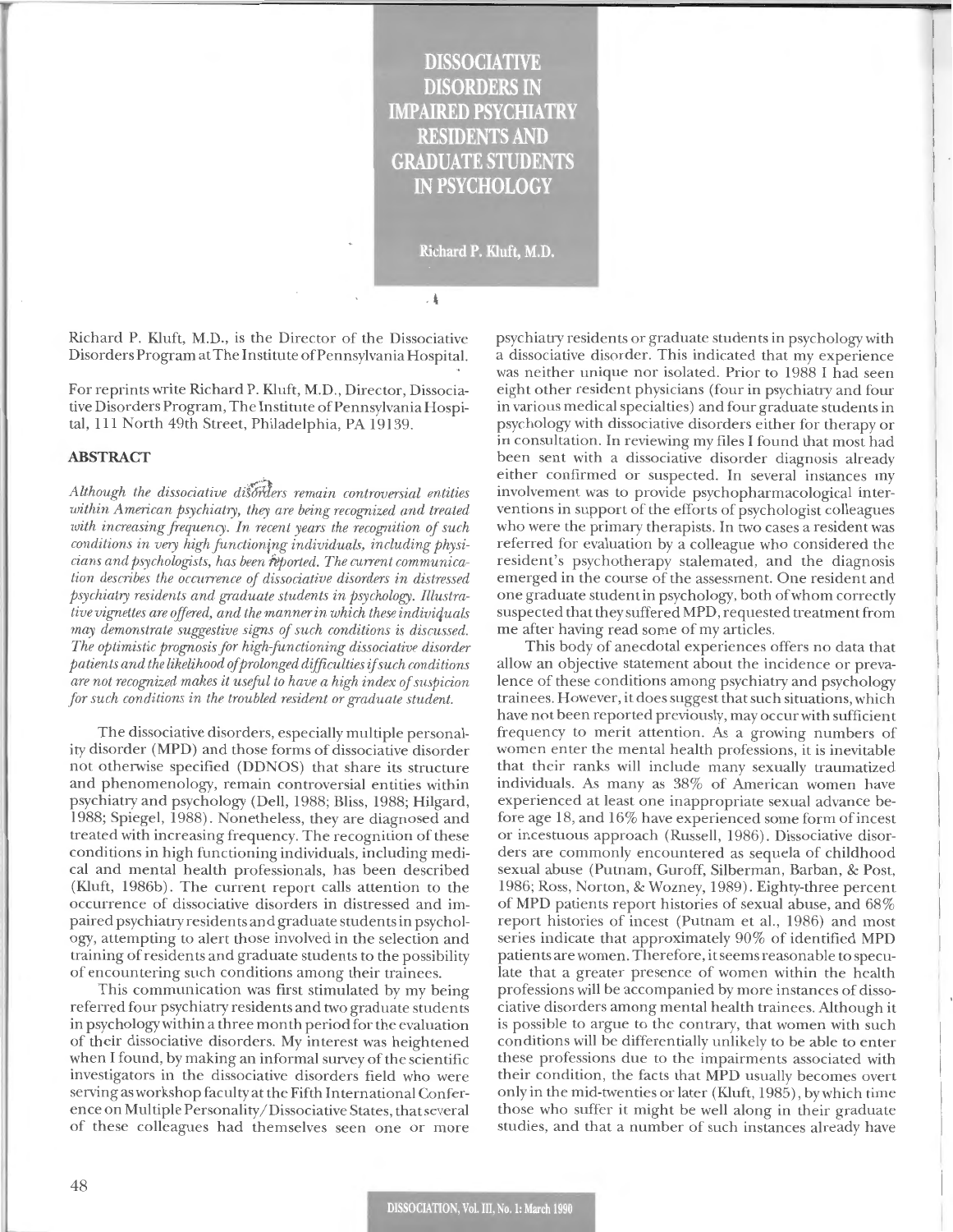# DISSOCIATIVE DISORDERS IN IMPAIRED PSYCHIATRY RESIDENTS AND GRADUATE STUDENTS IN PSYCHOLOGY

**Richard P. Kluft, M.D.**

Richard P. Kluft, M.D., is the Director of the Dissociative Disorders Program at The Institute of Pennsylvania Hospital.

For reprints write Richard P. Kluft, M.D., Director, Dissociative Disorders Program, The Institute of Pennsylvania Hospital, 111 North 49th Street, Philadelphia, PA 19139.

## ABSTRACT

*Although the dissociative disorders remain controversial entities within American psychiatry, they are being recognized and treated with increasing frequency. In recent years the recognition of such conditions in very high functioning individuals, including physicians and psychologists, has been reported. The current communication describes the occurrence of dissociative disorders in distressed psychiatry residents and graduate students in psychology. Illustrative vignettes are offered, and the manner in which these individuals may demonstrate suggestive signs of such conditions is discussed. The optimistic prognosis for high-functioning dissociative disorder patients and the likelihood of prolonged difficulties if such conditions are not recognized makes it useful to have a high index of suspicion for such conditions in the troubled resident or graduate student.*

The dissociative disorders, especially multiple personality disorder (MPD) and those forms of dissociative disorder not otherwise specified (DDNOS) that share its structure and phenomenology, remain controversial entities within psychiatry and psychology (Dell, 1988; Bliss, 1988; Hilgard, 1988; Spiegel, 1988). Nonetheless, they are diagnosed and treated with increasing frequency. The recognition of these conditions in high functioning individuals, including medical and mental health professionals, has been described (Kluft, 1986b). The current report calls attention to the occurrence of dissociative disorders in distressed and impaired psychiatry residents and graduate students in psychology, attempting to alert those involved in the selection and training of residents and graduate students to the possibility of encountering such conditions among their trainees.

This communication was first stimulated by my being referred four psychiatry residents and two graduate students in psychology within a three month period for the evaluation of their dissociative disorders. My interest was heightened when I found, by making an informal survey of the scientific investigators in the dissociative disorders field who were serving as workshop faculty at the Fifth International Conference on Multiple Personality/Dissociative States, that several of these colleagues had themselves seen one or more psychiatry residents or graduate students in psychology with a dissociative disorder. This indicated that my experience was neither unique nor isolated. Prior to 1988 I had seen eight other resident physicians (four in psychiatry and four in various medical specialties) and four graduate students in psychology with dissociative disorders either for therapy or in consultation. In reviewing my files I found that most had been sent with a dissociative disorder diagnosis already either confirmed or suspected. In several instances my involvement was to provide psychopharmacological interventions in support of the efforts of psychologist colleagues who were the primary therapists. In two cases a resident was referred for evaluation by a colleague who considered the resident's psychotherapy stalemated, and the diagnosis emerged in the course of the assessment. One resident and one graduate student in psychology, both of whom correctly suspected that they suffered MPD, requested treatment from me after having read some of my articles.

This body of anecdotal experiences offers no data that allow an objective statement about the incidence or prevalence of these conditions among psychiatry and psychology trainees. However, it does suggest that such situations, which have not been reported previously, may occur with sufficient frequency to merit attention. As a growing numbers of women enter the mental health professions, it is inevitable that their ranks will include many sexually traumatized individuals. As many as 38% of American women have experienced at least one inappropriate sexual advance before age 18, and 16% have experienced some form of incest or incestuous approach (Russell, 1986). Dissociative disorders are commonly encountered as sequela of childhood sexual abuse (Putnam, Guroff, Silberman, Barban, & Post, 1986; Ross, Norton, & Wozney, 1989). Eighty-three percent of MPD patients report histories of sexual abuse, and 68% report histories of incest (Putnam et al., 1986) and most series indicate that approximately 90% of identified MPD patients are women. Therefore, it seems reasonable to speculate that a greater presence of women within the health professions will be accompanied by more instances of dissociative disorders among mental health trainees. Although it is possible to argue to the contrary, that women with such conditions will be differentially unlikely to be able to enter these professions due to the impairments associated with their condition, the facts that MPD usually becomes overt only in the mid-twenties or later (Kluft, 1985), by which time those who suffer it might be well along in their graduate studies, and that a number of such instances already have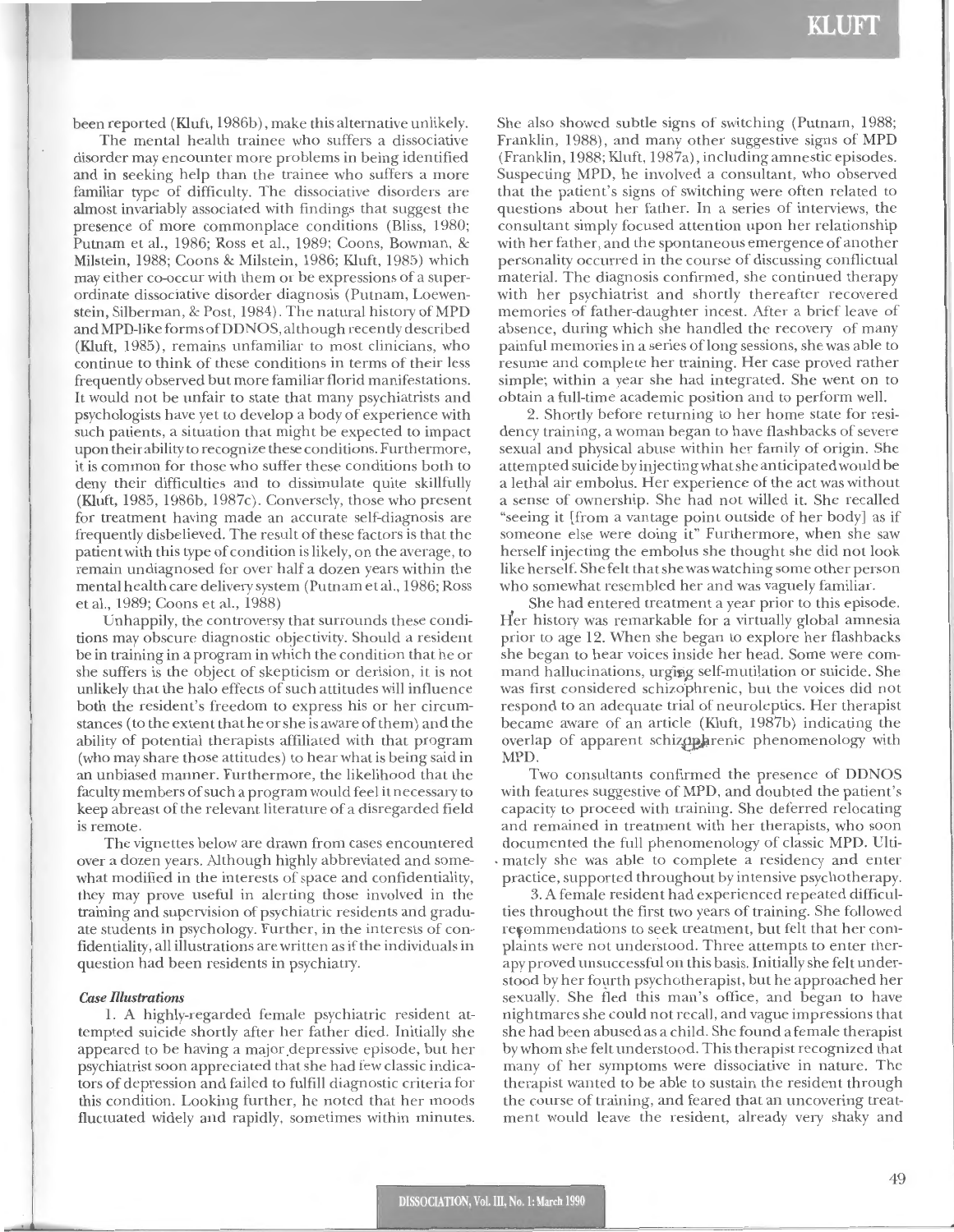been reported (Kluft, 1986b), make this alternative unlikely.

The mental health trainee who suffers a dissociative disorder may encounter more problems in being identified and in seeking help than the trainee who suffers a more familiar type of difficulty. The dissociative disorders are almost invariably associated with findings that suggest the presence of more commonplace conditions (Bliss, 1980; Putnam et al., 1986; Ross et al., 1989; Coons, Bowman, & Milstein, 1988; Coons & Milstein, 1986; Kluft, 1985) which may either co-occur with them or be expressions of a superordinate dissociative disorder diagnosis (Putnam, Loewenstein, Silberman, & Post, 1984). The natural history of MPD and MPD-like forms of DDNOS, although recently described (Kluft, 1985), remains unfamiliar to most clinicians, who continue to think of these conditions in terms of their less frequently observed but more familiar florid manifestations. It would not be unfair to state that many psychiatrists and psychologists have yet to develop a body of experience with such patients, a situation that might be expected to impact upon their ability to recognize these conditions. Furthermore, it is common for those who suffer these conditions both to deny their difficulties and to dissimulate quite skillfully (Kluft, 1985, 1986b, 1987c). Conversely, those who present for treatment having made an accurate self-diagnosis are frequently disbelieved. The result of these factors is that the patient with this type of condition is likely, on the average, to remain undiagnosed for over half a dozen years within the mental health care delivery system (Putnam et al., 1986; Ross et al., 1989; Coons et al., 1988)

Unhappily, the controversy that surrounds these conditions may obscure diagnostic objectivity. Should a resident be in training in a program in which the condition that he or she suffers is the object of skepticism or derision, it is not unlikely that the halo effects of such attitudes will influence both the resident's freedom to express his or her circumstances (to the extent that he or she is aware of them) and the ability of potential therapists affiliated with that program (who may share those attitudes) to hear what is being said in an unbiased manner. Furthermore, the likelihood that the faculty members of such a program would feel it necessary to keep abreast of the relevant literature of a disregarded field is remote.

The vignettes below are drawn from cases encountered over a dozen years. Although highly abbreviated and somewhat modified in the interests of space and confidentiality, they may prove useful in alerting those involved in the training and supervision of psychiatric residents and graduate students in psychology. Further, in the interests of confidentiality, all illustrations are written as if the individuals in question had been residents in psychiatry.

### *Case Illustrations*

1. A highly-regarded female psychiatric resident attempted suicide shortly after her father died. Initially she appeared to be having a major depressive episode, but her psychiatrist soon appreciated that she had few classic indicators of depression and failed to fulfill diagnostic criteria for this condition. Looking further, he noted that her moods fluctuated widely and rapidly, sometimes within minutes. She also showed subtle signs of switching (Putnam, 1988; Franklin, 1988), and many other suggestive signs of MPD (Franklin, 1988; Kluft, 1987a), including amnestic episodes. Suspecting MPD, he involved a consultant, who observed that the patient's signs of switching were often related to questions about her father. In a series of interviews, the consultant simply focused attention upon her relationship with her father, and the spontaneous emergence of another personality occurred in the course of discussing conflictual material. The diagnosis confirmed, she continued therapy with her psychiatrist and shortly thereafter recovered memories of father-daughter incest. After a brief leave of absence, during which she handled the recovery of many painful memories in a series of long sessions, she was able to resume and complete her training. Her case proved rather simple; within a year she had integrated. She went on to obtain a full-time academic position and to perform well.

2. Shortly before returning to her home state for residency training, a woman began to have flashbacks of severe sexual and physical abuse within her family of origin. She attempted suicide by injecting what she anticipated would be a lethal air embolus. Her experience of the act was without a sense of ownership. She had not willed it. She recalled "seeing it [from a vantage point outside of her body] as if someone else were doing it" Furthermore, when she saw herself injecting the embolus she thought she did not look like herself. She felt that she was watching some other person who somewhat resembled her and was vaguely familiar.

She had entered treatment a year prior to this episode. Her history was remarkable for a virtually global amnesia prior to age 12. When she began to explore her flashbacks she began to hear voices inside her head. Some were command hallucinations, urging self-mutilation or suicide. She was first considered schizophrenic, but the voices did not respond to an adequate trial of neuroleptics. Her therapist became aware of an article (Kluft, 1987b) indicating the overlap of apparent schizophrenic phenomenology with MPD.

Two consultants confirmed the presence of DDNOS with features suggestive of MPD, and doubted the patient's capacity to proceed with training. She deferred relocating and remained in treatment with her therapists, who soon documented the full phenomenology of classic MPD. Ultimately she was able to complete a residency and enter practice, supported throughout by intensive psychotherapy.

3. A female resident had experienced repeated difficulties throughout the first two years of training. She followed recommendations to seek treatment, but felt that her complaints were not understood. Three attempts to enter therapy proved unsuccessful on this basis. Initially she felt understood by her fourth psychotherapist, but he approached her sexually. She fled this man's office, and began to have nightmares she could not recall, and vague impressions that she had been abused as a child. She found a female therapist by whom she felt understood. This therapist recognized that many of her symptoms were dissociative in nature. The therapist wanted to be able to sustain the resident through the course of training, and feared that an uncovering treatment would leave the resident, already very shaky and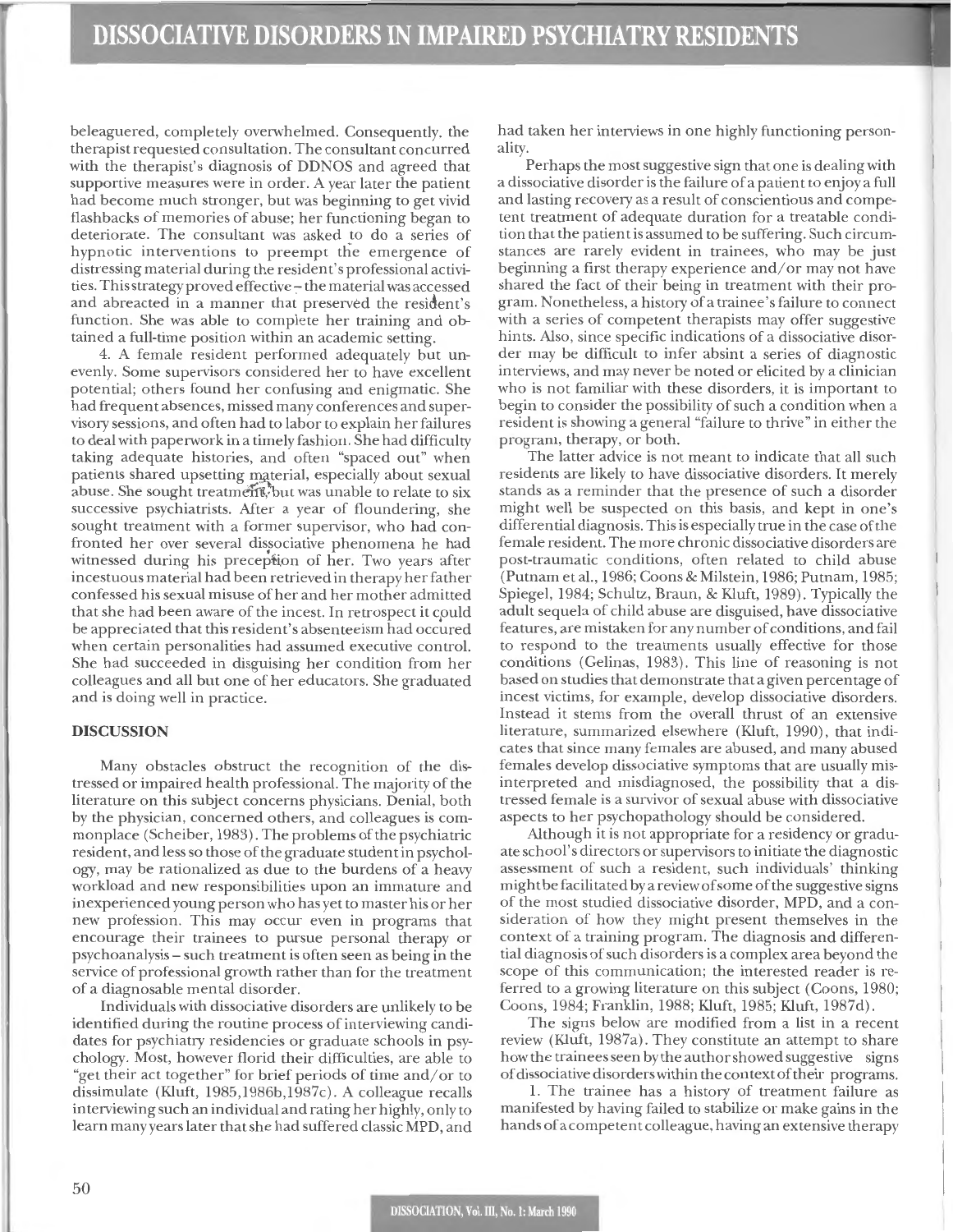beleaguered, completely overwhelmed. Consequently, the therapist requested consultation. The consultant concurred with the therapist's diagnosis of DDNOS and agreed that supportive measures were in order. A year later the patient had become much stronger, but was beginning to get vivid flashbacks of memories of abuse; her functioning began to deteriorate. The consultant was asked to do a series of hypnotic interventions to preempt the emergence of distressing material during the resident's professional activities. This strategy proved effective – the material was accessed and abreacted in a manner that preserved the resident's function. She was able to complete her training and obtained a full-time position within an academic setting.

4. A female resident performed adequately but unevenly. Some supervisors considered her to have excellent potential; others found her confusing and enigmatic. She had frequent absences, missed many conferences and supervisory sessions, and often had to labor to explain her failures to deal with paperwork in a timely fashion. She had difficulty taking adequate histories, and often "spaced out" when patients shared upsetting material, especially about sexual abuse. She sought treatment, but was unable to relate to six successive psychiatrists. After a year of floundering, she sought treatment with a former supervisor, who had confronted her over several dissociative phenomena he had witnessed during his preception of her. Two years after incestuous material had been retrieved in therapy her father confessed his sexual misuse of her and her mother admitted that she had been aware of the incest. In retrospect it could be appreciated that this resident's absenteeism had occured when certain personalities had assumed executive control. She had succeeded in disguising her condition from her colleagues and all but one of her educators. She graduated and is doing well in practice.

## DISCUSSION

Many obstacles obstruct the recognition of the distressed or impaired health professional. The majority of the literature on this subject concerns physicians. Denial, both by the physician, concerned others, and colleagues is commonplace (Scheiber, 1983). The problems of the psychiatric resident, and less so those of the graduate student in psychology, may be rationalized as due to the burdens of a heavy workload and new responsibilities upon an immature and inexperienced young person who has yet to master his or her new profession. This may occur even in programs that encourage their trainees to pursue personal therapy or psychoanalysis – such treatment is often seen as being in the service of professional growth rather than for the treatment of a diagnosable mental disorder.

Individuals with dissociative disorders are unlikely to be identified during the routine process of interviewing candidates for psychiatry residencies or graduate schools in psychology. Most, however florid their difficulties, are able to "get their act together" for brief periods of time and/or to dissimulate (Kluft, 1985,1986b,1987c). A colleague recalls interviewing such an individual and rating her highly, only to learn many years later that she had suffered classic MPD, and had taken her interviews in one highly functioning personality.

Perhaps the most suggestive sign that one is dealing with a dissociative disorder is the failure of a patient to enjoy a full and lasting recovery as a result of conscientious and competent treatment of adequate duration for a treatable condition that the patient is assumed to be suffering. Such circumstances are rarely evident in trainees, who may be just beginning a first therapy experience and/or may not have shared the fact of their being in treatment with their program. Nonetheless, a history of a trainee's failure to connect with a series of competent therapists may offer suggestive hints. Also, since specific indications of a dissociative disorder may be difficult to infer absint a series of diagnostic interviews, and may never be noted or elicited by a clinician who is not familiar with these disorders, it is important to begin to consider the possibility of such a condition when a resident is showing a general "failure to thrive" in either the program, therapy, or both.

The latter advice is not meant to indicate that all such residents are likely to have dissociative disorders. It merely stands as a reminder that the presence of such a disorder might well be suspected on this basis, and kept in one's differential diagnosis. This is especially true in the case of the female resident. The more chronic dissociative disorders are post-traumatic conditions, often related to child abuse (Putnam et al., 1986; Coons & Milstein, 1986; Putnam, 1985; Spiegel, 1984; Schultz, Braun, & Kluft, 1989). Typically the adult sequela of child abuse are disguised, have dissociative features, are mistaken for any number of conditions, and fail to respond to the treatments usually effective for those conditions (Gelinas, 1983). This line of reasoning is not based on studies that demonstrate that a given percentage of incest victims, for example, develop dissociative disorders. Instead it stems from the overall thrust of an extensive literature, summarized elsewhere (Kluft, 1990), that indicates that since many females are abused, and many abused females develop dissociative symptoms that are usually misinterpreted and misdiagnosed, the possibility that a distressed female is a survivor of sexual abuse with dissociative aspects to her psychopathology should be considered.

Although it is not appropriate for a residency or graduate school's directors or supervisors to initiate the diagnostic assessment of such a resident, such individuals' thinking might be facilitated by a review of some of the suggestive signs of the most studied dissociative disorder, MPD, and a consideration of how they might present themselves in the context of a training program. The diagnosis and differential diagnosis of such disorders is a complex area beyond the scope of this communication; the interested reader is referred to a growing literature on this subject (Coons, 1980; Coons, 1984; Franklin, 1988; Kluft, 1985; Kluft, 1987d).

The signs below are modified from a list in a recent review (Kluft, 1987a). They constitute an attempt to share how the trainees seen by the author showed suggestive signs of dissociative disorders within the context of their programs.

1. The trainee has a history of treatment failure as manifested by having failed to stabilize or make gains in the hands of a competent colleague, having an extensive therapy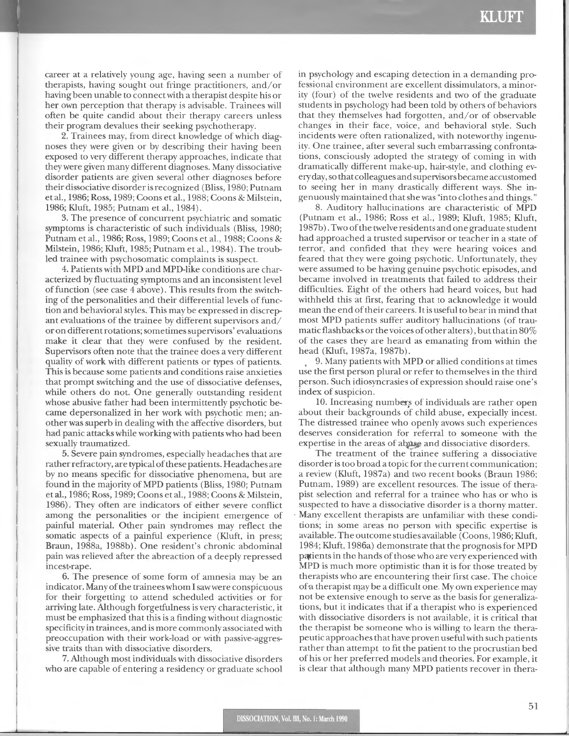career at a relatively young age, having seen a number of therapists, having sought out fringe practitioners, and/or having been unable to connect with a therapist despite his or her own perception that therapy is advisable. Trainees will often be quite candid about their therapy careers unless their program devalues their seeking psychotherapy.

2. Trainees may, from direct knowledge of which diagnoses they were given or by describing their having been exposed to very different therapy approaches, indicate that they were given many different diagnoses. Many dissociative disorder patients are given several other diagnoses before their dissociative disorder is recognized (Bliss, 1980; Putnam et al., 1986; Ross, 1989; Coons et al., 1988; Coons & Milstein, 1986; Kluft, 1985; Putnam et al., 1984).

3. The presence of concurrent psychiatric and somatic symptoms is characteristic of such individuals (Bliss, 1980; Putnam et al., 1986; Ross, 1989; Coons et al., 1988; Coons & Milstein, 1986; Kluft, 1985; Putnam et al., 1984). The troubled trainee with psychosomatic complaints is suspect.

4. Patients with MPD and MPD-like conditions are characterized by fluctuating symptoms and an inconsistent level of function (see case 4 above). This results from the switching of the personalities and their differential levels of function and behavioral styles. This may be expressed in discrepant evaluations of the trainee by different supervisors and/or on different rotations; sometimes supervisors' evaluations make it clear that they were confused by the resident. Supervisors often note that the trainee does a very different quality of work with different patients or types of patients. This is because some patients and conditions raise anxieties that prompt switching and the use of dissociative defenses, while others do not. One generally outstanding resident whose abusive father had been intermittently psychotic became depersonalized in her work with psychotic men; another was superb in dealing with the affective disorders, but had panic attacks while working with patients who had been sexually traumatized.

5. Severe pain syndromes, especially headaches that are rather refractory, are typical of these patients. Headaches are by no means specific for dissociative phenomena, but are found in the majority of MPD patients (Bliss, 1980; Putnam et al., 1986; Ross, 1989; Coons et al., 1988; Coons & Milstein, 1986). They often are indicators of either severe conflict among the personalities or the incipient emergence of painful material. Other pain syndromes may reflect the somatic aspects of a painful experience (Kluft, in press; Braun, 1988a, 1988b). One resident's chronic abdominal pain was relieved after the abreaction of a deeply repressed incest-rape.

6. The presence of some form of amnesia may be an indicator. Many of the trainees whom I saw were conspicuous for their forgetting to attend scheduled activities or for arriving late. Although forgetfulness is very characteristic, it must be emphasized that this is a finding without diagnostic specificity in trainees, and is more commonly associated with preoccupation with their work-load or with passive-aggressive traits than with dissociative disorders.

7. Although most individuals with dissociative disorders who are capable of entering a residency or graduate school in psychology and escaping detection in a demanding professional environment are excellent dissimulators, a minority (four) of the twelve residents and two of the graduate students in psychology had been told by others of behaviors that they themselves had forgotten, and/or of observable changes in their face, voice, and behavioral style. Such incidents were often rationalized, with noteworthy ingenuity. One trainee, after several such embarrassing confrontations, consciously adopted the strategy of coming in with dramatically different make-up, hair-style, and clothing every day, so that colleagues and supervisors became accustomed to seeing her in many drastically different ways. She ingenuously maintained that she was "into clothes and things."

8. Auditory hallucinations are characteristic of MPD (Putnam et al., 1986; Ross et al., 1989; Kluft, 1985; Kluft, 1987b). Two of the twelve residents and one graduate student had approached a trusted supervisor or teacher in a state of terror, and confided that they were hearing voices and feared that they were going psychotic. Unfortunately, they were assumed to be having genuine psychotic episodes, and became involved in treatments that failed to address their difficulties. Eight of the others had heard voices, but had withheld this at first, fearing that to acknowledge it would mean the end of their careers. It is useful to bear in mind that most MPD patients suffer auditory hallucinations (of traumatic flashbacks or the voices of other alters), but that in 80% of the cases they are heard as emanating from within the head (Kluft, 1987a, 1987b).

9. Many patients with MPD or allied conditions at times use the first person plural or refer to themselves in the third person. Such idiosyncrasies of expression should raise one's index of suspicion.

10. Increasing numbers of individuals are rather open about their backgrounds of child abuse, expecially incest. The distressed trainee who openly avows such experiences deserves consideration for referral to someone with the expertise in the areas of abuse and dissociative disorders.

The treatment of the trainee suffering a dissociative disorder is too broad a topic for the current communication; a review (Kluft, 1987a) and two recent books (Braun 1986; Putnam, 1989) are excellent resources. The issue of therapist selection and referral for a trainee who has or who is suspected to have a dissociative disorder is a thorny matter. Many excellent therapists are unfamiliar with these conditions; in some areas no person with specific expertise is available. The outcome studies available (Coons, 1986; Kluft, 1984; Kluft, 1986a) demonstrate that the prognosis for MPD patients in the hands of those who are very experienced with MPD is much more optimistic than it is for those treated by therapists who are encountering their first case. The choice of a therapist may be a difficult one. My own experience may not be extensive enough to serve as the basis for generalizations, but it indicates that if a therapist who is experienced with dissociative disorders is not available, it is critical that the therapist be someone who is willing to learn the therapeutic approaches that have proven useful with such patients rather than attempt to fit the patient to the procrustian bed of his or her preferred models and theories. For example, it is clear that although many MPD patients recover in thera-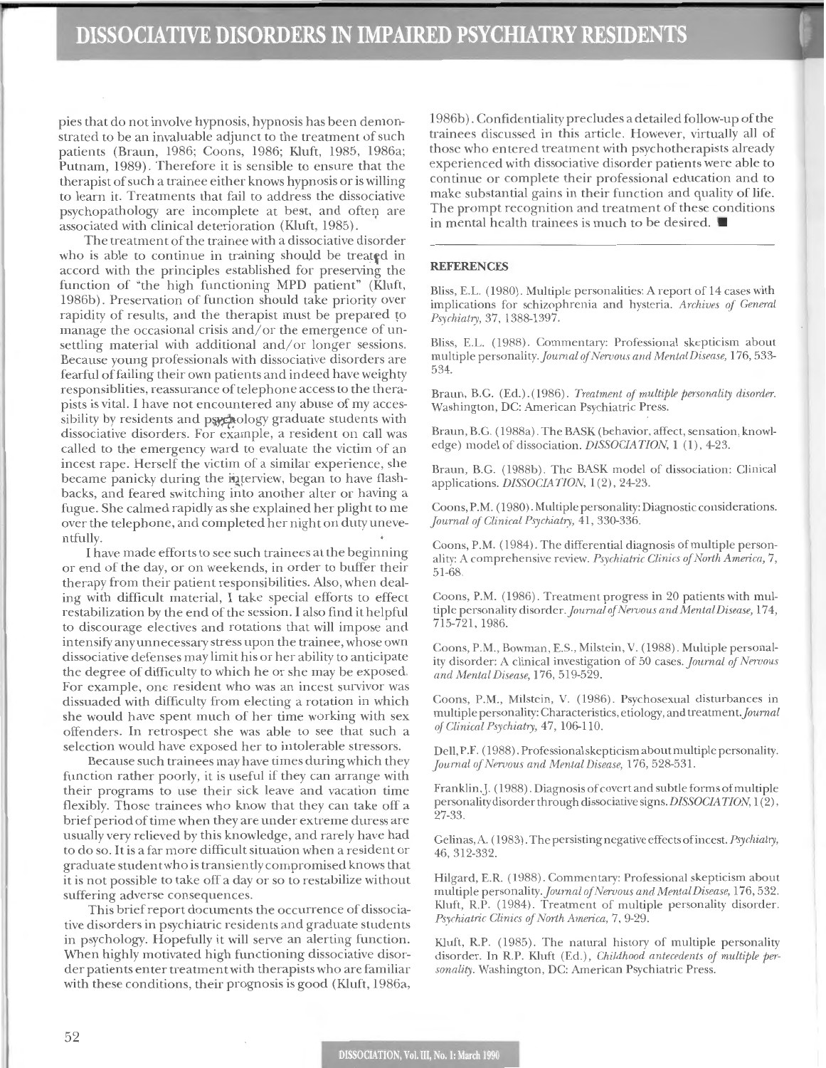pies that do not involve hypnosis, hypnosis has been demonstrated to be an invaluable adjunct to the treatment of such patients (Braun, 1986; Coons, 1986; Kluft, 1985, 1986a; Putnam, 1989). Therefore it is sensible to ensure that the therapist of such a trainee either knows hypnosis or is willing to learn it. Treatments that fail to address the dissociative psychopathology are incomplete at best, and often are associated with clinical deterioration (Kluft, 1985).

The treatment of the trainee with a dissociative disorder who is able to continue in training should be treated in accord with the principles established for preserving the function of "the high functioning MPD patient" (Kluft, 1986b). Preservation of function should take priority over rapidity of results, and the therapist must be prepared to manage the occasional crisis and/or the emergence of unsettling material with additional and/or longer sessions. Because young professionals with dissociative disorders are fearful of failing their own patients and indeed have weighty responsiblities, reassurance of telephone access to the therapists is vital. I have not encountered any abuse of my accessibility by residents and psychology graduate students with dissociative disorders. For example, a resident on call was called to the emergency ward to evaluate the victim of an incest rape. Herself the victim of a similar experience, she became panicky during the interview, began to have flashbacks, and feared switching into another alter or having a fugue. She calmed rapidly as she explained her plight to me over the telephone, and completed her night on duty uneventfully.

I have made efforts to see such trainees at the beginning or end of the day, or on weekends, in order to buffer their therapy from their patient responsibilities. Also, when dealing with difficult material, I take special efforts to effect restabilization by the end of the session. I also find it helpful to discourage electives and rotations that will impose and intensify any unnecessary stress upon the trainee, whose own dissociative defenses may limit his or her ability to anticipate the degree of difficulty to which he or she may be exposed. For example, one resident who was an incest survivor was dissuaded with difficulty from electing a rotation in which she would have spent much of her time working with sex offenders. In retrospect she was able to see that such a selection would have exposed her to intolerable stressors.

Because such trainees may have times during which they function rather poorly, it is useful if they can arrange with their programs to use their sick leave and vacation time flexibly. Those trainees who know that they can take off a brief period of time when they are under extreme duress are usually very relieved by this knowledge, and rarely have had to do so. It is a far more difficult situation when a resident or graduate student who is transiently compromised knows that it is not possible to take off a day or so to restabilize without suffering adverse consequences.

This brief report documents the occurrence of dissociative disorders in psychiatric residents and graduate students in psychology. Hopefully it will serve an alerting function. When highly motivated high functioning dissociative disorder patients enter treatment with therapists who are familiar with these conditions, their prognosis is good (Kluft, 1986a, 1986b). Confidentiality precludes a detailed follow-up of the trainees discussed in this article. However, virtually all of those who entered treatment with psychotherapists already experienced with dissociative disorder patients were able to continue or complete their professional education and to make substantial gains in their function and quality of life. The prompt recognition and treatment of these conditions in mental health trainees is much to be desired. ■

## REFERENCES

Bliss, E.L. (1980). Multiple personalities: A report of 14 cases with implications for schizophrenia and hysteria. *Archives of General Psychiatry,* 37, 1388-1397.

Bliss, E.L. (1988). Commentary: Professional skepticism about multiple personality. *Journal of Nervous and Mental Disease,* 176, 533-534.

Braun, B.G. (Ed.). (1986). *Treatment of multiple personality disorder.* Washington, DC: American Psychiatric Press.

Braun, B.G. (1988a). The BASK (behavior, affect, sensation, knowledge) model of dissociation. *DISSOCIATION,* 1 (1), 4-23.

Braun, B.G. (1988b). The BASK model of dissociation: Clinical applications. *DISSOCIATION,* 1(2), 24-23.

Coons, P.M. (1980). Multiple personality: Diagnostic considerations. *Journal of Clinical Psychiatry,* 41, 330-336.

Coons, P.M. (1984). The differential diagnosis of multiple personality: A comprehensive review. *Psychiatric Clinics of North America,* 7, 51-68.

Coons, P.M. (1986). Treatment progress in 20 patients with multiple personality disorder. *Journal of Nervous and Mental Disease,* 174, 715-721, 1986.

Coons, P.M., Bowman, E.S., Milstein, V. (1988). Multiple personality disorder: A clinical investigation of 50 cases. *Journal of Nervous and Mental Disease,* 176, 519-529.

Coons, P.M., Milstein, V. (1986). Psychosexual disturbances in multiple personality: Characteristics, etiology, and treatment. *Journal of Clinical Psychiatry,* 47, 106-110.

Dell, P.F. (1988). Professional skepticism about multiple personality. *Journal of Nervous and Mental Disease,* 176, 528-531.

Franklin, J. (1988). Diagnosis of covert and subtle forms of multiple personality disorder through dissociative signs. *DISSOCIATION,* 1(2), 27-33.

Gelinas, A. (1983). The persisting negative effects of incest. *Psychiatry,* 46, 312-332.

Hilgard, E.R. (1988). Commentary: Professional skepticism about multiple personality. *Journal of Nervous and Mental Disease,* 176, 532.

Kluft, R.P. (1984). Treatment of multiple personality disorder. *Psychiatric Clinics of North America,* 7, 9-29.

Kluft, R.P. (1985). The natural history of multiple personality disorder. In R.P. Kluft (Ed.), *Childhood antecedents of multiple personality.* Washington, DC: American Psychiatric Press.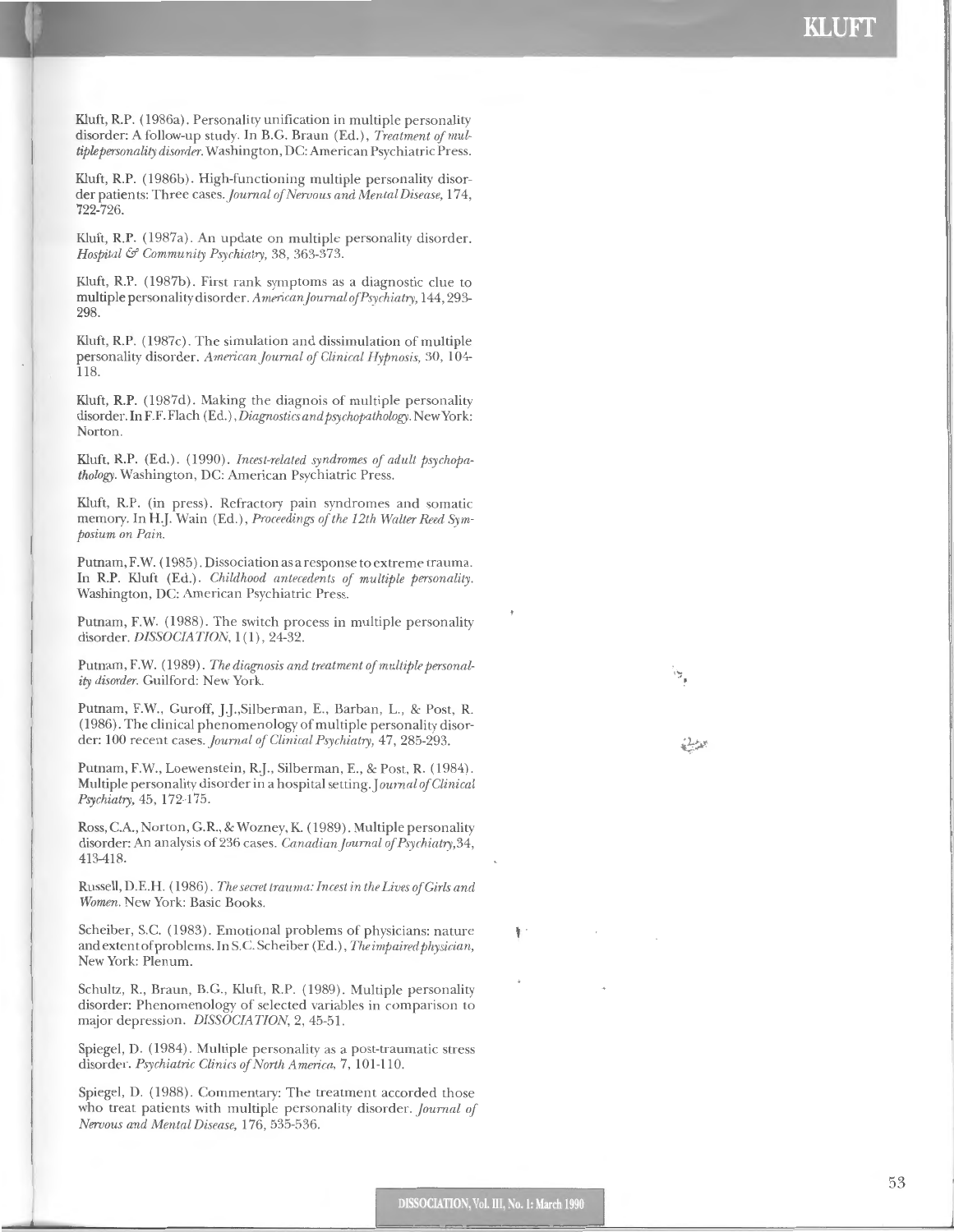Kluft, R.P. (1986a). Personality unification in multiple personality disorder: A follow-up study. In B.G. Braun (Ed.), *Treatment of multiple personality disorder.* Washington, DC: American Psychiatric Press.

Kluft, R.P. (1986b). High-functioning multiple personality disorder patients: Three cases. *Journal of Nervous and Mental Disease,* 174, 722-726.

Kluft, R.P. (1987a). An update on multiple personality disorder. *Hospital & Community Psychiatry,* 38, 363-373.

Kluft, R.P. (1987b). First rank symptoms as a diagnostic clue to multiple personality disorder. *American Journal of Psychiatry,* 144, 293-298.

Kluft, R.P. (1987c). The simulation and dissimulation of multiple personality disorder. *American Journal of Clinical Hypnosis,* 30, 104-118.

Kluft, R.P. (1987d). Making the diagnois of multiple personality disorder. In F.F. Flach (Ed.), *Diagnostics and psychopathology.* New York: Norton.

Kluft, R.P. (Ed.). (1990). *Incest-related syndromes of adult psychopathology.* Washington, DC: American Psychiatric Press.

Kluft, R.P. (in press). Refractory pain syndromes and somatic memory. In H.J. Wain (Ed.), *Proceedings of the 12th Walter Reed Symposium on Pain.*

Putnam, F.W. (1985). Dissociation as a response to extreme trauma. In R.P. Kluft (Ed.). *Childhood antecedents of multiple personality.* Washington, DC: American Psychiatric Press.

Putnam, F.W. (1988). The switch process in multiple personality disorder. *DISSOCIATION,* 1(1), 24-32.

Putnam, F.W. (1989). *The diagnosis and treatment of multiple personality disorder.* Guilford: New York.

Putnam, F.W., Guroff, J.J.,Silberman, E., Barban, L., & Post, R. (1986). The clinical phenomenology of multiple personality disorder: 100 recent cases. *Journal of Clinical Psychiatry,* 47, 285-293.

Putnam, F.W., Loewenstein, R.J., Silberman, E., & Post, R. (1984). Multiple personality disorder in a hospital setting. *Journal of Clinical Psychiatry,* 45, 172-175.

Ross, C.A., Norton, G.R., & Wozney, K. (1989). Multiple personality disorder: An analysis of 236 cases. *Canadian Journal of Psychiatry,*34, 413-418.

Russell, D.E.H. (1986). *The secret trauma: Incest in the Lives of Girls and Women.* New York: Basic Books.

Scheiber, S.C. (1983). Emotional problems of physicians: nature and extent of problems. In S.C. Scheiber (Ed.), *The impaired physician,* New York: Plenum.

Schultz, R., Braun, B.G., Kluft, R.P. (1989). Multiple personality disorder: Phenomenology of selected variables in comparison to major depression. *DISSOCIATION,* 2, 45-51.

Spiegel, D. (1984). Multiple personality as a post-traumatic stress disorder. *Psychiatric Clinics of North America,* 7, 101-110.

Spiegel, D. (1988). Commentary: The treatment accorded those who treat patients with multiple personality disorder. *Journal of Nervous and Mental Disease,* 176, 535-536.